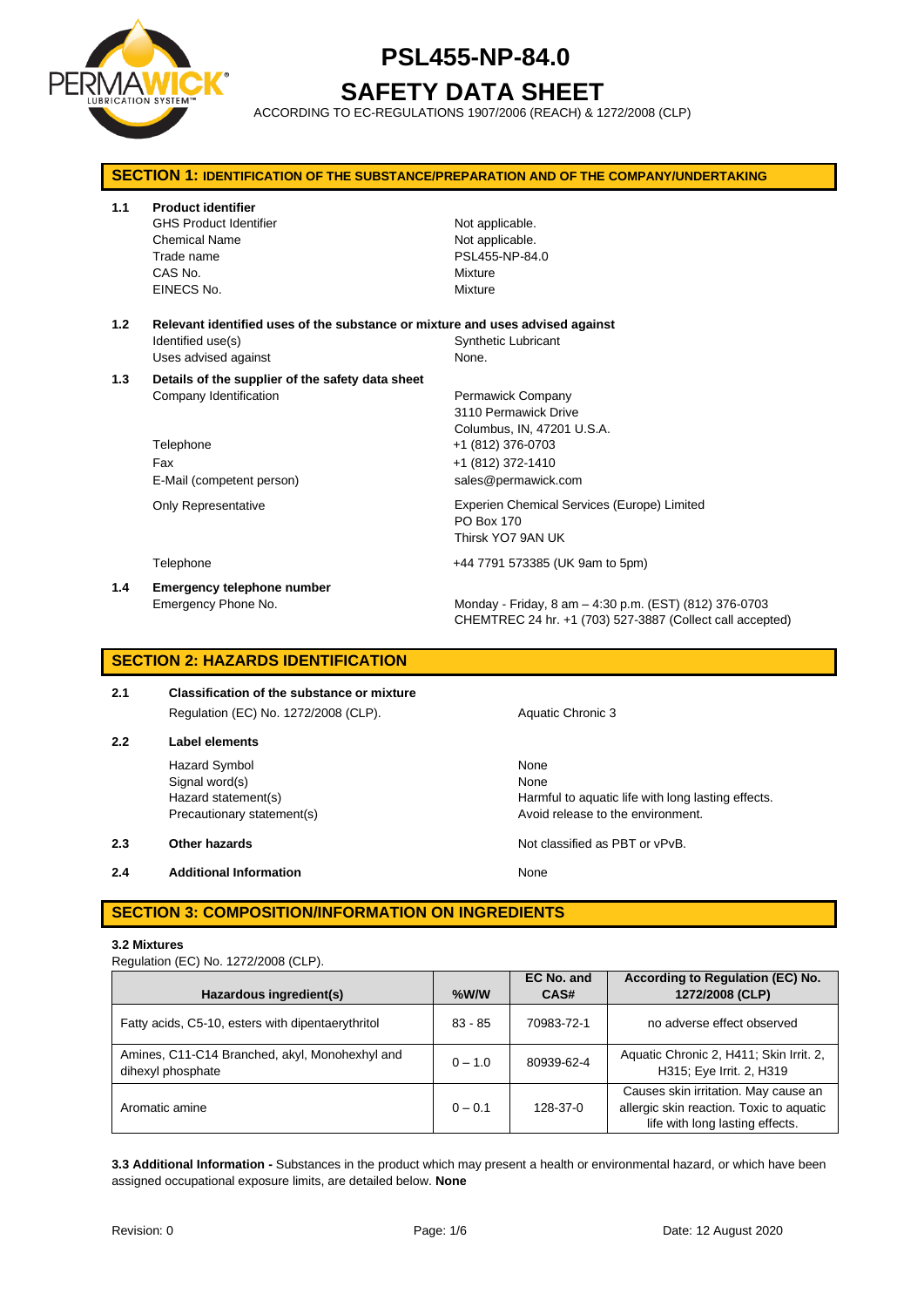# PSL455-NP-84.0

# SAFETY DATA SHEET

ACCORDING TO EC-REGULATIONS 1907/2006 (REACH) & 1272/2008 (CLP)

## SECTION 1: IDENTIFICATION OF THE SUBSTANCE/PREPARATION AND OF THE COMPANY/UNDERTAKING

**1.1 Product identifier**

| | |
|---|---|
| GHS Product Identifier | Not applicable. |
| Chemical Name | Not applicable. |
| Trade name | PSL455-NP-84.0 |
| CAS No. | Mixture |
| EINECS No. | Mixture |

**1.2 Relevant identified uses of the substance or mixture and uses advised against**

| | |
|---|---|
| Identified use(s) | Synthetic Lubricant |
| Uses advised against | None. |

**1.3 Details of the supplier of the safety data sheet**

| | |
|---|---|
| Company Identification | Permawick Company<br>3110 Permawick Drive<br>Columbus, IN, 47201 U.S.A. |
| Telephone | +1 (812) 376-0703 |
| Fax | +1 (812) 372-1410 |
| E-Mail (competent person) | sales@permawick.com |
| Only Representative | Experien Chemical Services (Europe) Limited<br>PO Box 170<br>Thirsk YO7 9AN UK |
| Telephone | +44 7791 573385 (UK 9am to 5pm) |

**1.4 Emergency telephone number**

| | |
|---|---|
| Emergency Phone No. | Monday - Friday, 8 am – 4:30 p.m. (EST) (812) 376-0703<br>CHEMTREC 24 hr. +1 (703) 527-3887 (Collect call accepted) |

## SECTION 2: HAZARDS IDENTIFICATION

**2.1 Classification of the substance or mixture**

| | |
|---|---|
| Regulation (EC) No. 1272/2008 (CLP). | Aquatic Chronic 3 |

**2.2 Label elements**

| | |
|---|---|
| Hazard Symbol | None |
| Signal word(s) | None |
| Hazard statement(s) | Harmful to aquatic life with long lasting effects. |
| Precautionary statement(s) | Avoid release to the environment. |

**2.3 Other hazards** — Not classified as PBT or vPvB.

**2.4 Additional Information** — None

## SECTION 3: COMPOSITION/INFORMATION ON INGREDIENTS

**3.2 Mixtures**

Regulation (EC) No. 1272/2008 (CLP).

| Hazardous ingredient(s) | %W/W | EC No. and CAS# | According to Regulation (EC) No. 1272/2008 (CLP) |
|---|---|---|---|
| Fatty acids, C5-10, esters with dipentaerythritol | 83 - 85 | 70983-72-1 | no adverse effect observed |
| Amines, C11-C14 Branched, akyl, Monohexhyl and dihexyl phosphate | 0 – 1.0 | 80939-62-4 | Aquatic Chronic 2, H411; Skin Irrit. 2, H315; Eye Irrit. 2, H319 |
| Aromatic amine | 0 – 0.1 | 128-37-0 | Causes skin irritation. May cause an allergic skin reaction. Toxic to aquatic life with long lasting effects. |

**3.3 Additional Information -** Substances in the product which may present a health or environmental hazard, or which have been assigned occupational exposure limits, are detailed below. **None**

Revision: 0 Date: 12 August 2020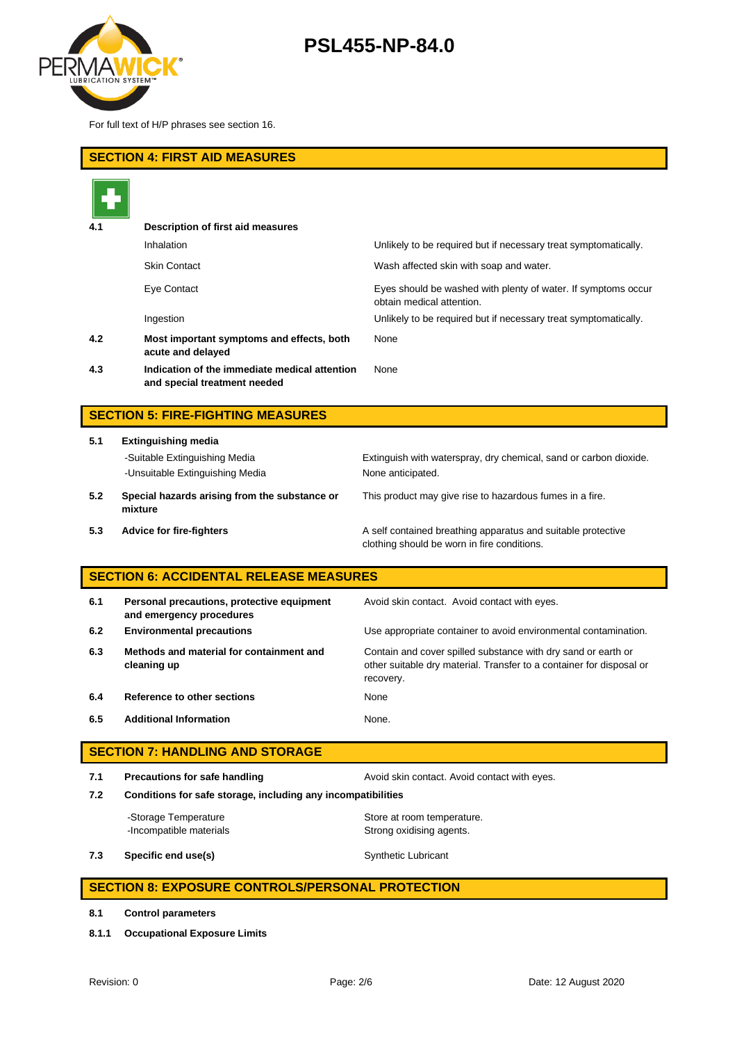For full text of H/P phrases see section 16.

## SECTION 4: FIRST AID MEASURES

| | | |
|---|---|---|
| **4.1** | **Description of first aid measures** | |
| | Inhalation | Unlikely to be required but if necessary treat symptomatically. |
| | Skin Contact | Wash affected skin with soap and water. |
| | Eye Contact | Eyes should be washed with plenty of water. If symptoms occur obtain medical attention. |
| | Ingestion | Unlikely to be required but if necessary treat symptomatically. |
| **4.2** | **Most important symptoms and effects, both acute and delayed** | None |
| **4.3** | **Indication of the immediate medical attention and special treatment needed** | None |

## SECTION 5: FIRE-FIGHTING MEASURES

| | | |
|---|---|---|
| **5.1** | **Extinguishing media** | |
| | -Suitable Extinguishing Media | Extinguish with waterspray, dry chemical, sand or carbon dioxide. |
| | -Unsuitable Extinguishing Media | None anticipated. |
| **5.2** | **Special hazards arising from the substance or mixture** | This product may give rise to hazardous fumes in a fire. |
| **5.3** | **Advice for fire-fighters** | A self contained breathing apparatus and suitable protective clothing should be worn in fire conditions. |

## SECTION 6: ACCIDENTAL RELEASE MEASURES

| | | |
|---|---|---|
| **6.1** | **Personal precautions, protective equipment and emergency procedures** | Avoid skin contact. Avoid contact with eyes. |
| **6.2** | **Environmental precautions** | Use appropriate container to avoid environmental contamination. |
| **6.3** | **Methods and material for containment and cleaning up** | Contain and cover spilled substance with dry sand or earth or other suitable dry material. Transfer to a container for disposal or recovery. |
| **6.4** | **Reference to other sections** | None |
| **6.5** | **Additional Information** | None. |

## SECTION 7: HANDLING AND STORAGE

| | | |
|---|---|---|
| **7.1** | **Precautions for safe handling** | Avoid skin contact. Avoid contact with eyes. |
| **7.2** | **Conditions for safe storage, including any incompatibilities** | |
| | -Storage Temperature | Store at room temperature. |
| | -Incompatible materials | Strong oxidising agents. |
| **7.3** | **Specific end use(s)** | Synthetic Lubricant |

## SECTION 8: EXPOSURE CONTROLS/PERSONAL PROTECTION

**8.1 Control parameters**

**8.1.1 Occupational Exposure Limits**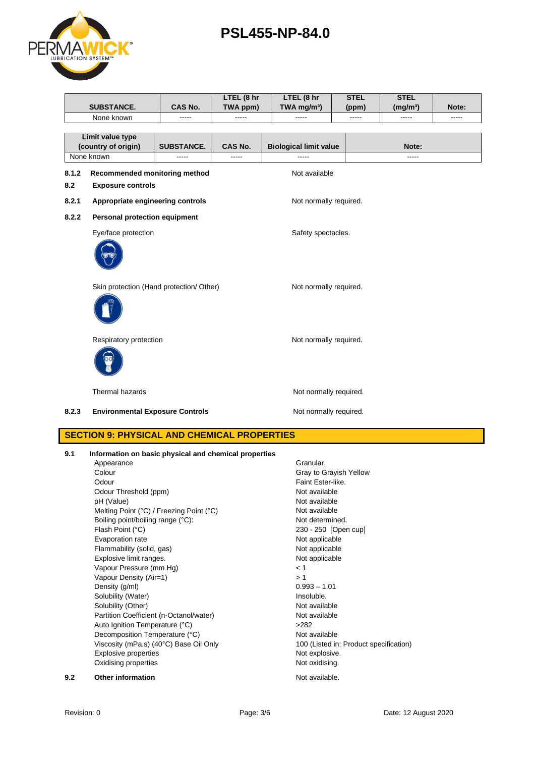| SUBSTANCE. | CAS No. | LTEL (8 hr TWA ppm) | LTEL (8 hr TWA mg/m³) | STEL (ppm) | STEL (mg/m³) | Note: |
|---|---|---|---|---|---|---|
| None known | ----- | ----- | ----- | ----- | ----- | ----- |

| Limit value type (country of origin) | SUBSTANCE. | CAS No. | Biological limit value | Note: |
|---|---|---|---|---|
| None known | ----- | ----- | ----- | ----- |

**8.1.2 Recommended monitoring method** — Not available

**8.2 Exposure controls**

**8.2.1 Appropriate engineering controls** — Not normally required.

**8.2.2 Personal protection equipment**

Eye/face protection — Safety spectacles.

Skin protection (Hand protection/ Other) — Not normally required.

Respiratory protection — Not normally required.

Thermal hazards — Not normally required.

**8.2.3 Environmental Exposure Controls** — Not normally required.

## SECTION 9: PHYSICAL AND CHEMICAL PROPERTIES

**9.1 Information on basic physical and chemical properties**

| Property | Value |
|---|---|
| Appearance | Granular. |
| Colour | Gray to Grayish Yellow |
| Odour | Faint Ester-like. |
| Odour Threshold (ppm) | Not available |
| pH (Value) | Not available |
| Melting Point (°C) / Freezing Point (°C) | Not available |
| Boiling point/boiling range (°C): | Not determined. |
| Flash Point (°C) | 230 - 250 [Open cup] |
| Evaporation rate | Not applicable |
| Flammability (solid, gas) | Not applicable |
| Explosive limit ranges. | Not applicable |
| Vapour Pressure (mm Hg) | < 1 |
| Vapour Density (Air=1) | > 1 |
| Density (g/ml) | 0.993 – 1.01 |
| Solubility (Water) | Insoluble. |
| Solubility (Other) | Not available |
| Partition Coefficient (n-Octanol/water) | Not available |
| Auto Ignition Temperature (°C) | >282 |
| Decomposition Temperature (°C) | Not available |
| Viscosity (mPa.s) (40°C) Base Oil Only | 100 (Listed in: Product specification) |
| Explosive properties | Not explosive. |
| Oxidising properties | Not oxidising. |

**9.2 Other information** — Not available.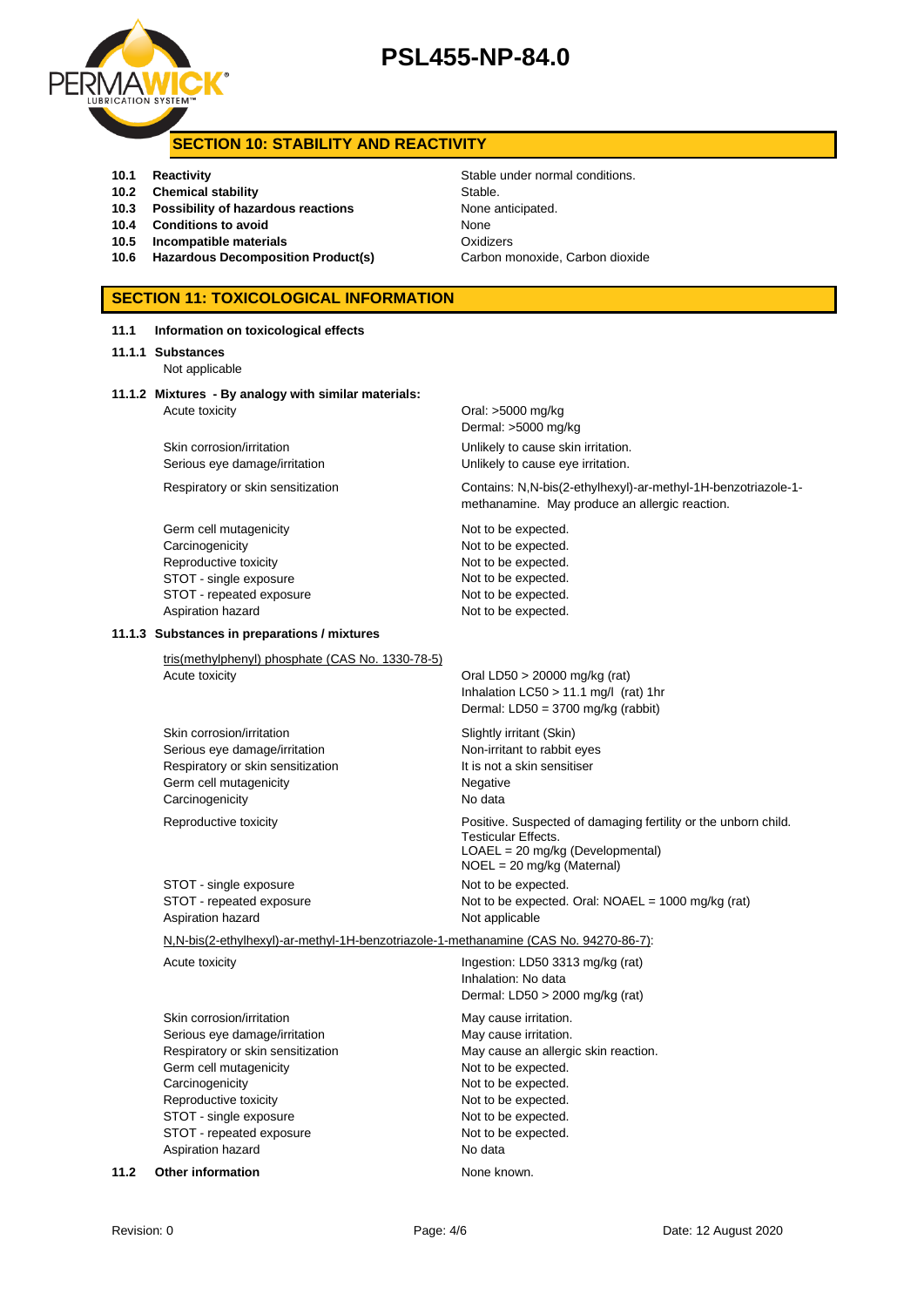## SECTION 10: STABILITY AND REACTIVITY

| | | |
|---|---|---|
| **10.1** | **Reactivity** | Stable under normal conditions. |
| **10.2** | **Chemical stability** | Stable. |
| **10.3** | **Possibility of hazardous reactions** | None anticipated. |
| **10.4** | **Conditions to avoid** | None |
| **10.5** | **Incompatible materials** | Oxidizers |
| **10.6** | **Hazardous Decomposition Product(s)** | Carbon monoxide, Carbon dioxide |

## SECTION 11: TOXICOLOGICAL INFORMATION

**11.1 Information on toxicological effects**

**11.1.1 Substances**

Not applicable

**11.1.2 Mixtures - By analogy with similar materials:**

| | |
|---|---|
| Acute toxicity | Oral: >5000 mg/kg<br>Dermal: >5000 mg/kg |
| Skin corrosion/irritation | Unlikely to cause skin irritation. |
| Serious eye damage/irritation | Unlikely to cause eye irritation. |
| Respiratory or skin sensitization | Contains: N,N-bis(2-ethylhexyl)-ar-methyl-1H-benzotriazole-1-methanamine. May produce an allergic reaction. |
| Germ cell mutagenicity | Not to be expected. |
| Carcinogenicity | Not to be expected. |
| Reproductive toxicity | Not to be expected. |
| STOT - single exposure | Not to be expected. |
| STOT - repeated exposure | Not to be expected. |
| Aspiration hazard | Not to be expected. |

**11.1.3 Substances in preparations / mixtures**

tris(methylphenyl) phosphate (CAS No. 1330-78-5)

| | |
|---|---|
| Acute toxicity | Oral LD50 > 20000 mg/kg (rat)<br>Inhalation LC50 > 11.1 mg/l (rat) 1hr<br>Dermal: LD50 = 3700 mg/kg (rabbit) |
| Skin corrosion/irritation | Slightly irritant (Skin) |
| Serious eye damage/irritation | Non-irritant to rabbit eyes |
| Respiratory or skin sensitization | It is not a skin sensitiser |
| Germ cell mutagenicity | Negative |
| Carcinogenicity | No data |
| Reproductive toxicity | Positive. Suspected of damaging fertility or the unborn child.<br>Testicular Effects.<br>LOAEL = 20 mg/kg (Developmental)<br>NOEL = 20 mg/kg (Maternal) |
| STOT - single exposure | Not to be expected. |
| STOT - repeated exposure | Not to be expected. Oral: NOAEL = 1000 mg/kg (rat) |
| Aspiration hazard | Not applicable |

N,N-bis(2-ethylhexyl)-ar-methyl-1H-benzotriazole-1-methanamine (CAS No. 94270-86-7):

| | |
|---|---|
| Acute toxicity | Ingestion: LD50 3313 mg/kg (rat)<br>Inhalation: No data<br>Dermal: LD50 > 2000 mg/kg (rat) |
| Skin corrosion/irritation | May cause irritation. |
| Serious eye damage/irritation | May cause irritation. |
| Respiratory or skin sensitization | May cause an allergic skin reaction. |
| Germ cell mutagenicity | Not to be expected. |
| Carcinogenicity | Not to be expected. |
| Reproductive toxicity | Not to be expected. |
| STOT - single exposure | Not to be expected. |
| STOT - repeated exposure | Not to be expected. |
| Aspiration hazard | No data |

**11.2 Other information** None known.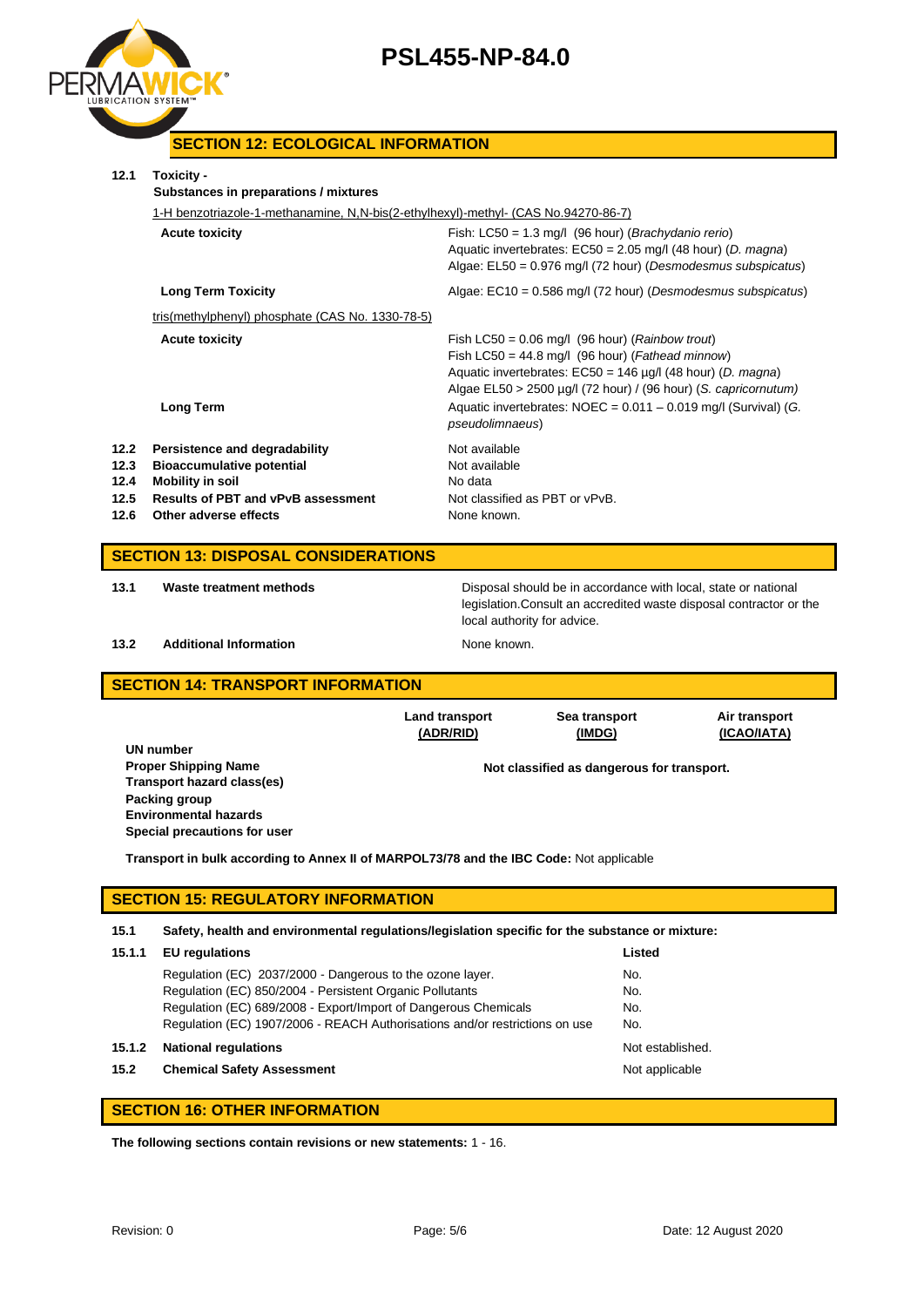## SECTION 12: ECOLOGICAL INFORMATION

**12.1 Toxicity -**

**Substances in preparations / mixtures**

1-H benzotriazole-1-methanamine, N,N-bis(2-ethylhexyl)-methyl- (CAS No.94270-86-7)

| | |
|---|---|
| **Acute toxicity** | Fish: LC50 = 1.3 mg/l (96 hour) (*Brachydanio rerio*)<br>Aquatic invertebrates: EC50 = 2.05 mg/l (48 hour) (*D. magna*)<br>Algae: EL50 = 0.976 mg/l (72 hour) (*Desmodesmus subspicatus*) |
| **Long Term Toxicity** | Algae: EC10 = 0.586 mg/l (72 hour) (*Desmodesmus subspicatus*) |

tris(methylphenyl) phosphate (CAS No. 1330-78-5)

| | |
|---|---|
| **Acute toxicity** | Fish LC50 = 0.06 mg/l (96 hour) (*Rainbow trout*)<br>Fish LC50 = 44.8 mg/l (96 hour) (*Fathead minnow*)<br>Aquatic invertebrates: EC50 = 146 µg/l (48 hour) (*D. magna*)<br>Algae EL50 > 2500 µg/l (72 hour) / (96 hour) (*S. capricornutum)* |
| **Long Term** | Aquatic invertebrates: NOEC = 0.011 – 0.019 mg/l (Survival) (*G. pseudolimnaeus*) |

| | | |
|---|---|---|
| 12.2 | **Persistence and degradability** | Not available |
| 12.3 | **Bioaccumulative potential** | Not available |
| 12.4 | **Mobility in soil** | No data |
| 12.5 | **Results of PBT and vPvB assessment** | Not classified as PBT or vPvB. |
| 12.6 | **Other adverse effects** | None known. |

## SECTION 13: DISPOSAL CONSIDERATIONS

| | | |
|---|---|---|
| 13.1 | **Waste treatment methods** | Disposal should be in accordance with local, state or national legislation.Consult an accredited waste disposal contractor or the local authority for advice. |
| 13.2 | **Additional Information** | None known. |

## SECTION 14: TRANSPORT INFORMATION

| | Land transport (ADR/RID) | Sea transport (IMDG) | Air transport (ICAO/IATA) |
|---|---|---|---|
| **UN number** | | | |
| **Proper Shipping Name** | | Not classified as dangerous for transport. | |
| **Transport hazard class(es)** | | | |
| **Packing group** | | | |
| **Environmental hazards** | | | |
| **Special precautions for user** | | | |

**Transport in bulk according to Annex II of MARPOL73/78 and the IBC Code:** Not applicable

## SECTION 15: REGULATORY INFORMATION

**15.1 Safety, health and environmental regulations/legislation specific for the substance or mixture:**

| | | |
|---|---|---|
| 15.1.1 | **EU regulations** | **Listed** |
| | Regulation (EC) 2037/2000 - Dangerous to the ozone layer. | No. |
| | Regulation (EC) 850/2004 - Persistent Organic Pollutants | No. |
| | Regulation (EC) 689/2008 - Export/Import of Dangerous Chemicals | No. |
| | Regulation (EC) 1907/2006 - REACH Authorisations and/or restrictions on use | No. |
| 15.1.2 | **National regulations** | Not established. |
| 15.2 | **Chemical Safety Assessment** | Not applicable |

## SECTION 16: OTHER INFORMATION

**The following sections contain revisions or new statements:** 1 - 16.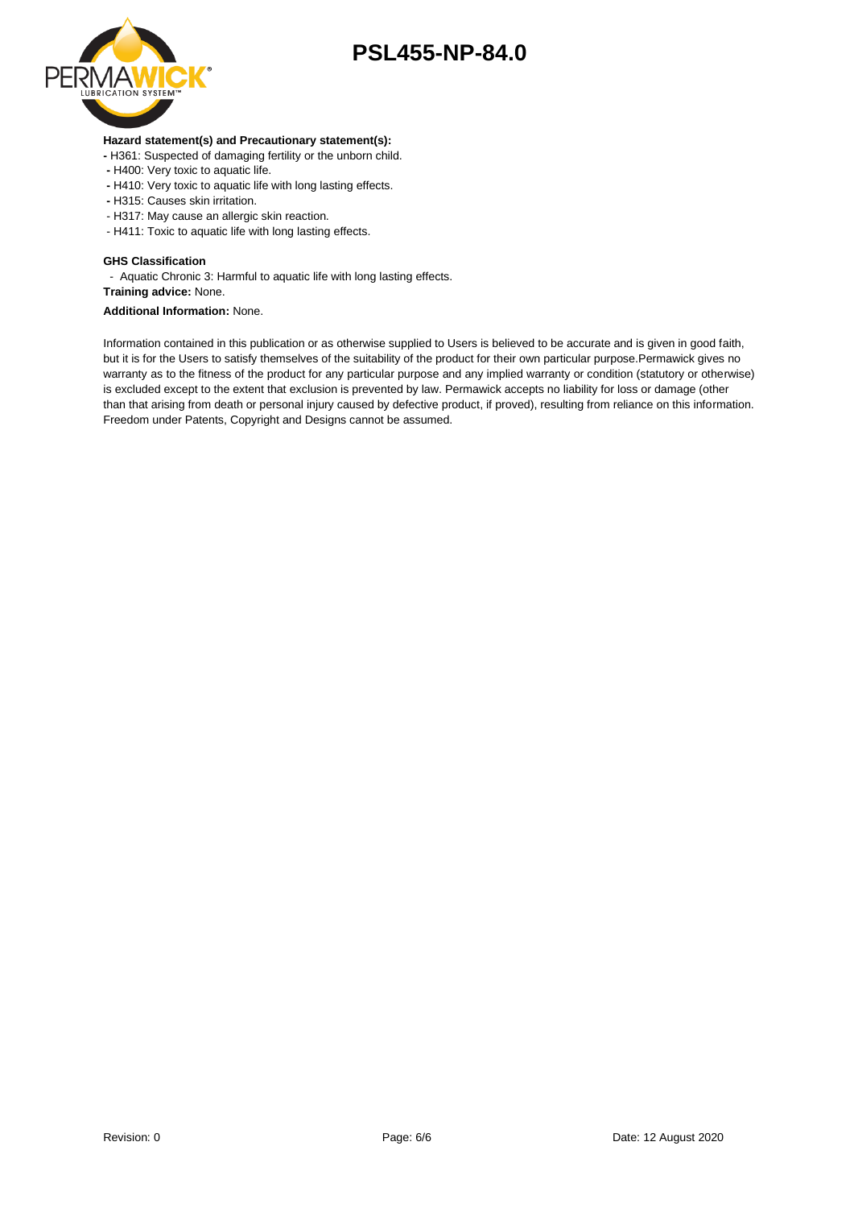**Hazard statement(s) and Precautionary statement(s):**

- H361: Suspected of damaging fertility or the unborn child.
- H400: Very toxic to aquatic life.
- H410: Very toxic to aquatic life with long lasting effects.
- H315: Causes skin irritation.
- H317: May cause an allergic skin reaction.
- H411: Toxic to aquatic life with long lasting effects.

**GHS Classification**

- Aquatic Chronic 3: Harmful to aquatic life with long lasting effects.

**Training advice:** None.

**Additional Information:** None.

Information contained in this publication or as otherwise supplied to Users is believed to be accurate and is given in good faith, but it is for the Users to satisfy themselves of the suitability of the product for their own particular purpose.Permawick gives no warranty as to the fitness of the product for any particular purpose and any implied warranty or condition (statutory or otherwise) is excluded except to the extent that exclusion is prevented by law. Permawick accepts no liability for loss or damage (other than that arising from death or personal injury caused by defective product, if proved), resulting from reliance on this information. Freedom under Patents, Copyright and Designs cannot be assumed.